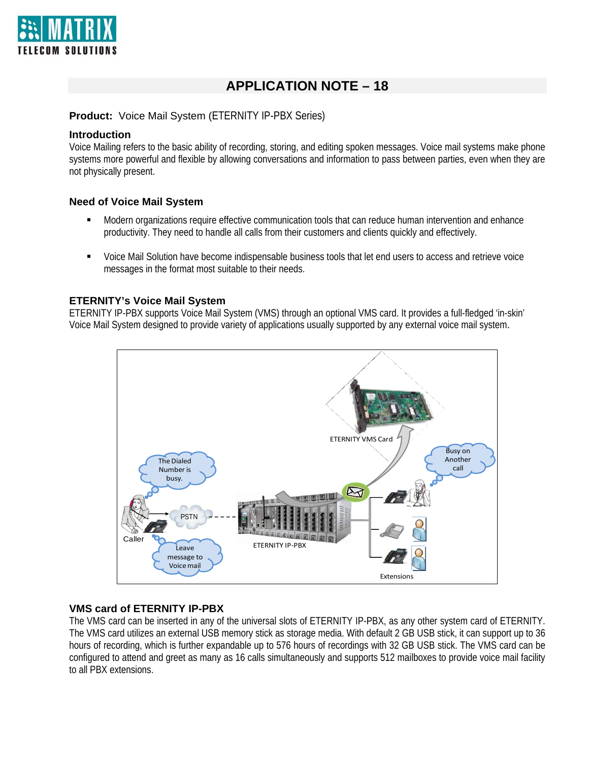# APPLICATION NOTE – 18

**Product:** Voice Mail System (ETERNITY IP-PBX Series)

## Introduction

Voice Mailing refers to the basic ability of recording, storing, and editing spoken messages. Voice mail systems make phone systems more powerful and flexible by allowing conversations and information to pass between parties, even when they are not physically present.

## Need of Voice Mail System

- Modern organizations require effective communication tools that can reduce human intervention and enhance productivity. They need to handle all calls from their customers and clients quickly and effectively.
- Voice Mail Solution have become indispensable business tools that let end users to access and retrieve voice messages in the format most suitable to their needs.

## ETERNITY's Voice Mail System

ETERNITY IP-PBX supports Voice Mail System (VMS) through an optional VMS card. It provides a full-fledged 'in-skin' Voice Mail System designed to provide variety of applications usually supported by any external voice mail system.

## VMS card of ETERNITY IP-PBX

The VMS card can be inserted in any of the universal slots of ETERNITY IP-PBX, as any other system card of ETERNITY. The VMS card utilizes an external USB memory stick as storage media. With default 2 GB USB stick, it can support up to 36 hours of recording, which is further expandable up to 576 hours of recordings with 32 GB USB stick. The VMS card can be configured to attend and greet as many as 16 calls simultaneously and supports 512 mailboxes to provide voice mail facility to all PBX extensions.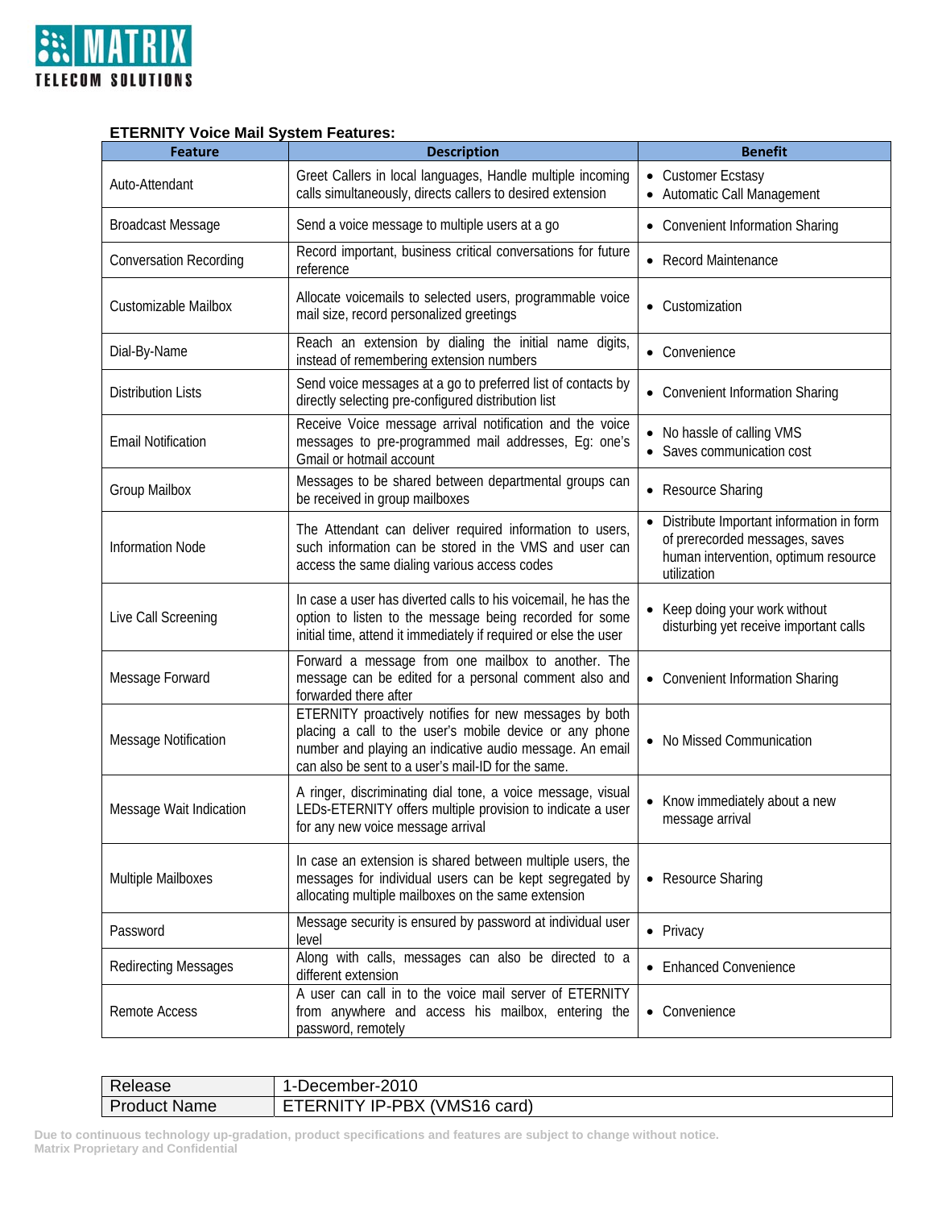MATRIX
TELECOM SOLUTIONS

**ETERNITY Voice Mail System Features:**

| Feature | Description | Benefit |
|---|---|---|
| Auto-Attendant | Greet Callers in local languages, Handle multiple incoming calls simultaneously, directs callers to desired extension | • Customer Ecstasy<br>• Automatic Call Management |
| Broadcast Message | Send a voice message to multiple users at a go | • Convenient Information Sharing |
| Conversation Recording | Record important, business critical conversations for future reference | • Record Maintenance |
| Customizable Mailbox | Allocate voicemails to selected users, programmable voice mail size, record personalized greetings | • Customization |
| Dial-By-Name | Reach an extension by dialing the initial name digits, instead of remembering extension numbers | • Convenience |
| Distribution Lists | Send voice messages at a go to preferred list of contacts by directly selecting pre-configured distribution list | • Convenient Information Sharing |
| Email Notification | Receive Voice message arrival notification and the voice messages to pre-programmed mail addresses, Eg: one's Gmail or hotmail account | • No hassle of calling VMS<br>• Saves communication cost |
| Group Mailbox | Messages to be shared between departmental groups can be received in group mailboxes | • Resource Sharing |
| Information Node | The Attendant can deliver required information to users, such information can be stored in the VMS and user can access the same dialing various access codes | • Distribute Important information in form of prerecorded messages, saves human intervention, optimum resource utilization |
| Live Call Screening | In case a user has diverted calls to his voicemail, he has the option to listen to the message being recorded for some initial time, attend it immediately if required or else the user | • Keep doing your work without disturbing yet receive important calls |
| Message Forward | Forward a message from one mailbox to another. The message can be edited for a personal comment also and forwarded there after | • Convenient Information Sharing |
| Message Notification | ETERNITY proactively notifies for new messages by both placing a call to the user's mobile device or any phone number and playing an indicative audio message. An email can also be sent to a user's mail-ID for the same. | • No Missed Communication |
| Message Wait Indication | A ringer, discriminating dial tone, a voice message, visual LEDs-ETERNITY offers multiple provision to indicate a user for any new voice message arrival | • Know immediately about a new message arrival |
| Multiple Mailboxes | In case an extension is shared between multiple users, the messages for individual users can be kept segregated by allocating multiple mailboxes on the same extension | • Resource Sharing |
| Password | Message security is ensured by password at individual user level | • Privacy |
| Redirecting Messages | Along with calls, messages can also be directed to a different extension | • Enhanced Convenience |
| Remote Access | A user can call in to the voice mail server of ETERNITY from anywhere and access his mailbox, entering the password, remotely | • Convenience |

| | |
|---|---|
| Release | 1-December-2010 |
| Product Name | ETERNITY IP-PBX (VMS16 card) |

Due to continuous technology up-gradation, product specifications and features are subject to change without notice.
Matrix Proprietary and Confidential